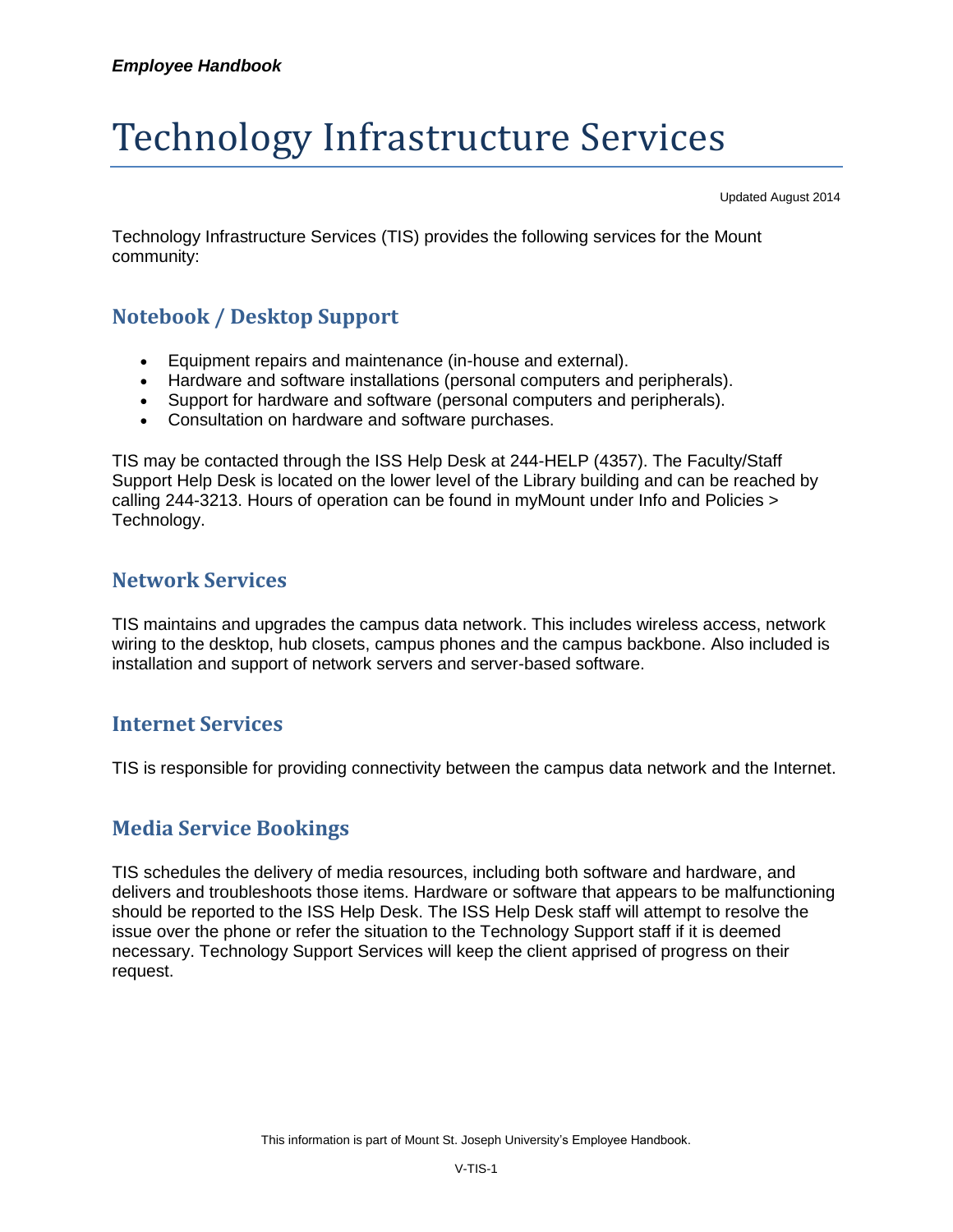# Technology Infrastructure Services

Updated August 2014

Technology Infrastructure Services (TIS) provides the following services for the Mount community:

## Notebook / Desktop Support

- Equipment repairs and maintenance (in-house and external).
- Hardware and software installations (personal computers and peripherals).
- Support for hardware and software (personal computers and peripherals).
- Consultation on hardware and software purchases.

TIS may be contacted through the ISS Help Desk at 244-HELP (4357). The Faculty/Staff Support Help Desk is located on the lower level of the Library building and can be reached by calling 244-3213. Hours of operation can be found in myMount under Info and Policies > Technology.

## Network Services

TIS maintains and upgrades the campus data network. This includes wireless access, network wiring to the desktop, hub closets, campus phones and the campus backbone. Also included is installation and support of network servers and server-based software.

## Internet Services

TIS is responsible for providing connectivity between the campus data network and the Internet.

## Media Service Bookings

TIS schedules the delivery of media resources, including both software and hardware, and delivers and troubleshoots those items. Hardware or software that appears to be malfunctioning should be reported to the ISS Help Desk. The ISS Help Desk staff will attempt to resolve the issue over the phone or refer the situation to the Technology Support staff if it is deemed necessary. Technology Support Services will keep the client apprised of progress on their request.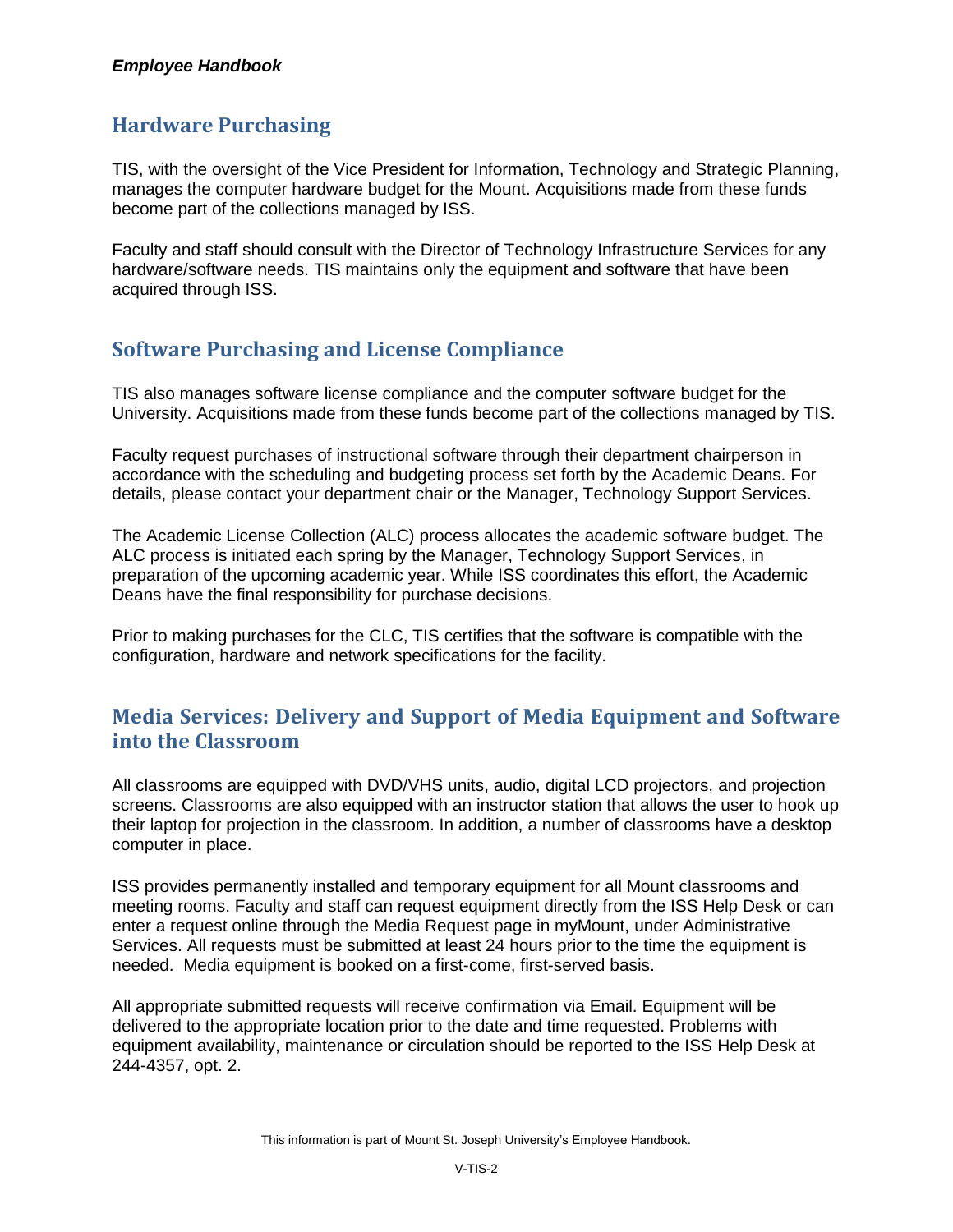## Hardware Purchasing

TIS, with the oversight of the Vice President for Information, Technology and Strategic Planning, manages the computer hardware budget for the Mount. Acquisitions made from these funds become part of the collections managed by ISS.

Faculty and staff should consult with the Director of Technology Infrastructure Services for any hardware/software needs. TIS maintains only the equipment and software that have been acquired through ISS.

## Software Purchasing and License Compliance

TIS also manages software license compliance and the computer software budget for the University. Acquisitions made from these funds become part of the collections managed by TIS.

Faculty request purchases of instructional software through their department chairperson in accordance with the scheduling and budgeting process set forth by the Academic Deans. For details, please contact your department chair or the Manager, Technology Support Services.

The Academic License Collection (ALC) process allocates the academic software budget. The ALC process is initiated each spring by the Manager, Technology Support Services, in preparation of the upcoming academic year. While ISS coordinates this effort, the Academic Deans have the final responsibility for purchase decisions.

Prior to making purchases for the CLC, TIS certifies that the software is compatible with the configuration, hardware and network specifications for the facility.

## Media Services: Delivery and Support of Media Equipment and Software into the Classroom

All classrooms are equipped with DVD/VHS units, audio, digital LCD projectors, and projection screens. Classrooms are also equipped with an instructor station that allows the user to hook up their laptop for projection in the classroom. In addition, a number of classrooms have a desktop computer in place.

ISS provides permanently installed and temporary equipment for all Mount classrooms and meeting rooms. Faculty and staff can request equipment directly from the ISS Help Desk or can enter a request online through the Media Request page in myMount, under Administrative Services. All requests must be submitted at least 24 hours prior to the time the equipment is needed. Media equipment is booked on a first-come, first-served basis.

All appropriate submitted requests will receive confirmation via Email. Equipment will be delivered to the appropriate location prior to the date and time requested. Problems with equipment availability, maintenance or circulation should be reported to the ISS Help Desk at 244-4357, opt. 2.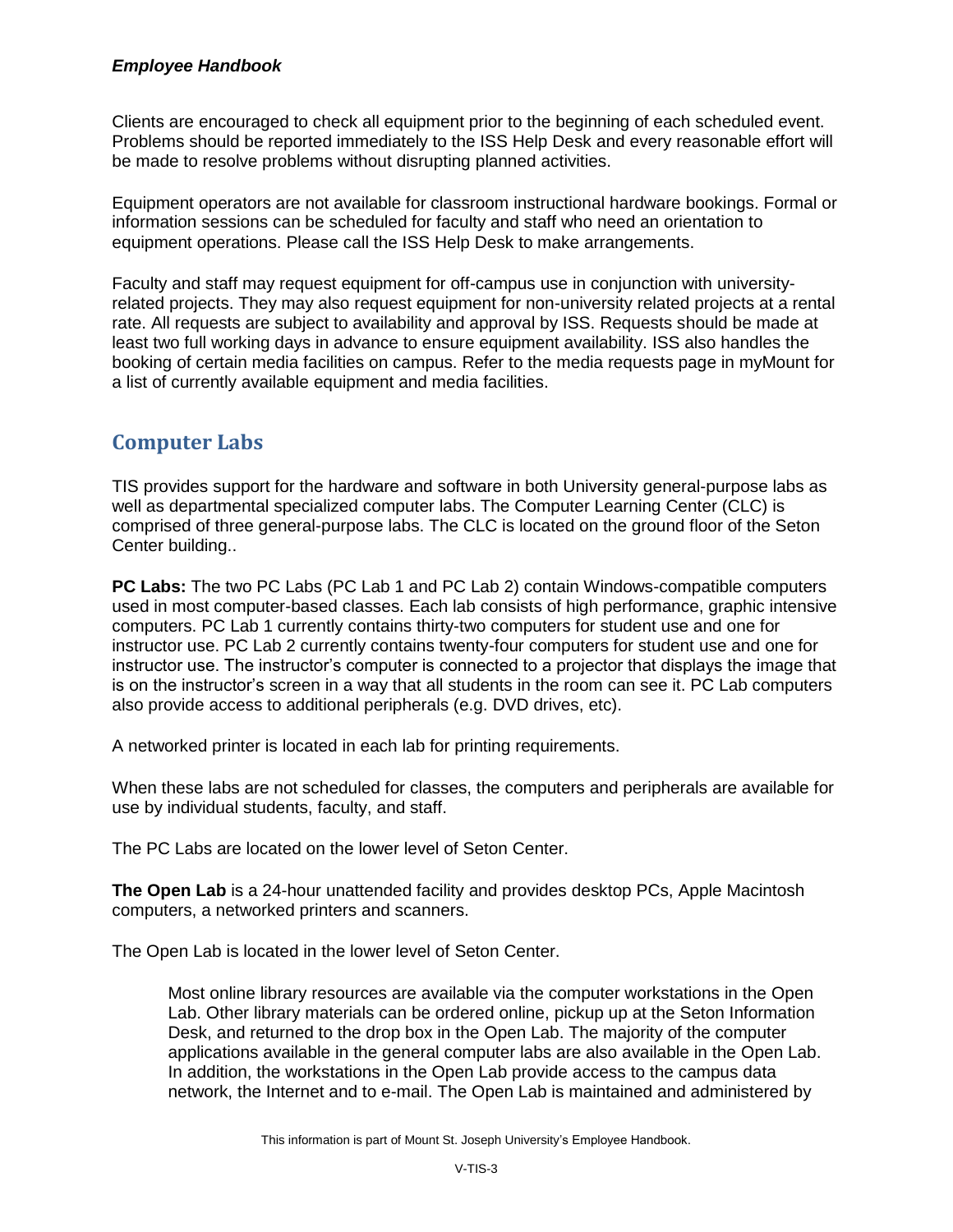Clients are encouraged to check all equipment prior to the beginning of each scheduled event. Problems should be reported immediately to the ISS Help Desk and every reasonable effort will be made to resolve problems without disrupting planned activities.

Equipment operators are not available for classroom instructional hardware bookings. Formal or information sessions can be scheduled for faculty and staff who need an orientation to equipment operations. Please call the ISS Help Desk to make arrangements.

Faculty and staff may request equipment for off-campus use in conjunction with university-related projects. They may also request equipment for non-university related projects at a rental rate. All requests are subject to availability and approval by ISS. Requests should be made at least two full working days in advance to ensure equipment availability. ISS also handles the booking of certain media facilities on campus. Refer to the media requests page in myMount for a list of currently available equipment and media facilities.

## Computer Labs

TIS provides support for the hardware and software in both University general-purpose labs as well as departmental specialized computer labs. The Computer Learning Center (CLC) is comprised of three general-purpose labs. The CLC is located on the ground floor of the Seton Center building..

**PC Labs:** The two PC Labs (PC Lab 1 and PC Lab 2) contain Windows-compatible computers used in most computer-based classes. Each lab consists of high performance, graphic intensive computers. PC Lab 1 currently contains thirty-two computers for student use and one for instructor use. PC Lab 2 currently contains twenty-four computers for student use and one for instructor use. The instructor's computer is connected to a projector that displays the image that is on the instructor's screen in a way that all students in the room can see it. PC Lab computers also provide access to additional peripherals (e.g. DVD drives, etc).

A networked printer is located in each lab for printing requirements.

When these labs are not scheduled for classes, the computers and peripherals are available for use by individual students, faculty, and staff.

The PC Labs are located on the lower level of Seton Center.

**The Open Lab** is a 24-hour unattended facility and provides desktop PCs, Apple Macintosh computers, a networked printers and scanners.

The Open Lab is located in the lower level of Seton Center.

> Most online library resources are available via the computer workstations in the Open Lab. Other library materials can be ordered online, pickup up at the Seton Information Desk, and returned to the drop box in the Open Lab. The majority of the computer applications available in the general computer labs are also available in the Open Lab. In addition, the workstations in the Open Lab provide access to the campus data network, the Internet and to e-mail. The Open Lab is maintained and administered by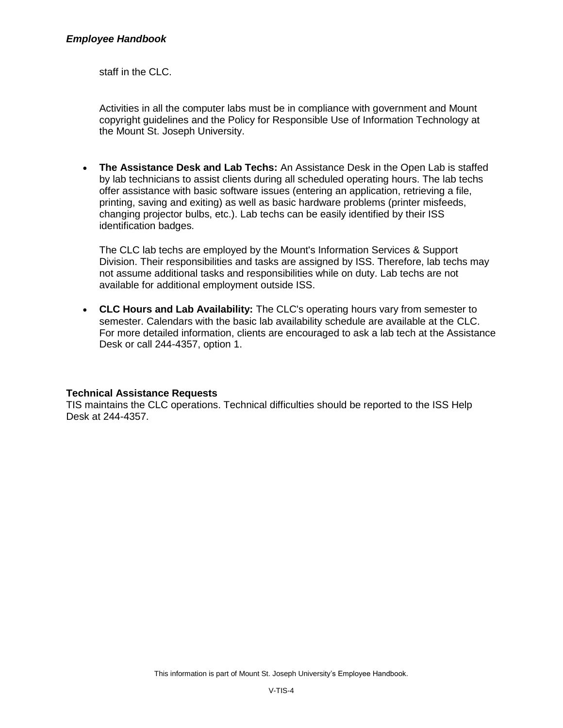staff in the CLC.

Activities in all the computer labs must be in compliance with government and Mount copyright guidelines and the Policy for Responsible Use of Information Technology at the Mount St. Joseph University.

- **The Assistance Desk and Lab Techs:** An Assistance Desk in the Open Lab is staffed by lab technicians to assist clients during all scheduled operating hours. The lab techs offer assistance with basic software issues (entering an application, retrieving a file, printing, saving and exiting) as well as basic hardware problems (printer misfeeds, changing projector bulbs, etc.). Lab techs can be easily identified by their ISS identification badges.

  The CLC lab techs are employed by the Mount's Information Services & Support Division. Their responsibilities and tasks are assigned by ISS. Therefore, lab techs may not assume additional tasks and responsibilities while on duty. Lab techs are not available for additional employment outside ISS.

- **CLC Hours and Lab Availability:** The CLC's operating hours vary from semester to semester. Calendars with the basic lab availability schedule are available at the CLC. For more detailed information, clients are encouraged to ask a lab tech at the Assistance Desk or call 244-4357, option 1.

**Technical Assistance Requests**

TIS maintains the CLC operations. Technical difficulties should be reported to the ISS Help Desk at 244-4357.